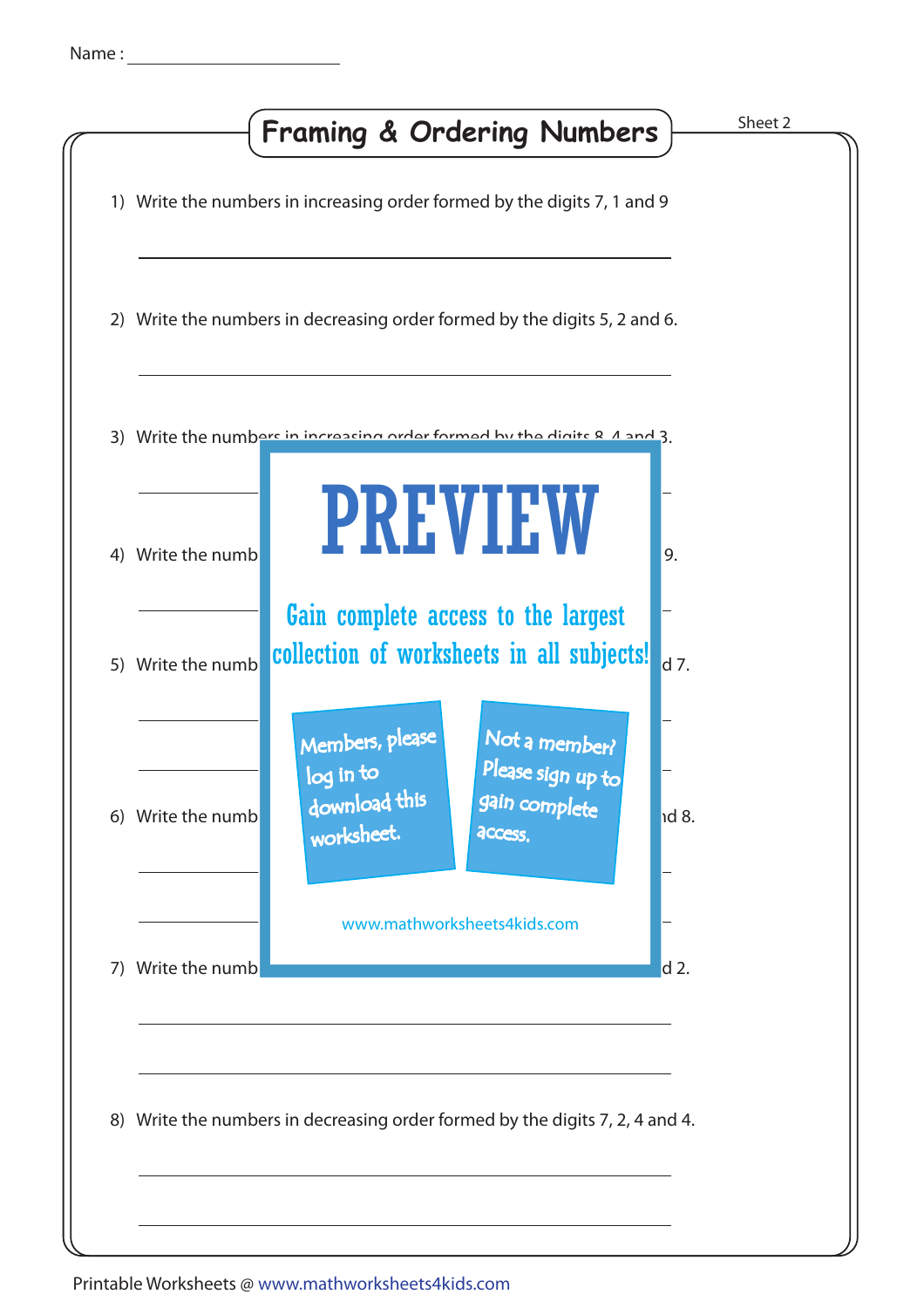Name : ______________________

# Framing & Ordering Numbers

Sheet 2

1) Write the numbers in increasing order formed by the digits 7, 1 and 9

2) Write the numbers in decreasing order formed by the digits 5, 2 and 6.

3) Write the numbers in increasing order formed by the digits 8, 4 and 3.

PREVIEW

Gain complete access to the largest collection of worksheets in all subjects!

Members, please log in to download this worksheet.

Not a member? Please sign up to gain complete access.

www.mathworksheets4kids.com

4) Write the numb 9.

5) Write the numb d 7.

6) Write the numb nd 8.

7) Write the numb d 2.

8) Write the numbers in decreasing order formed by the digits 7, 2, 4 and 4.

Printable Worksheets @ www.mathworksheets4kids.com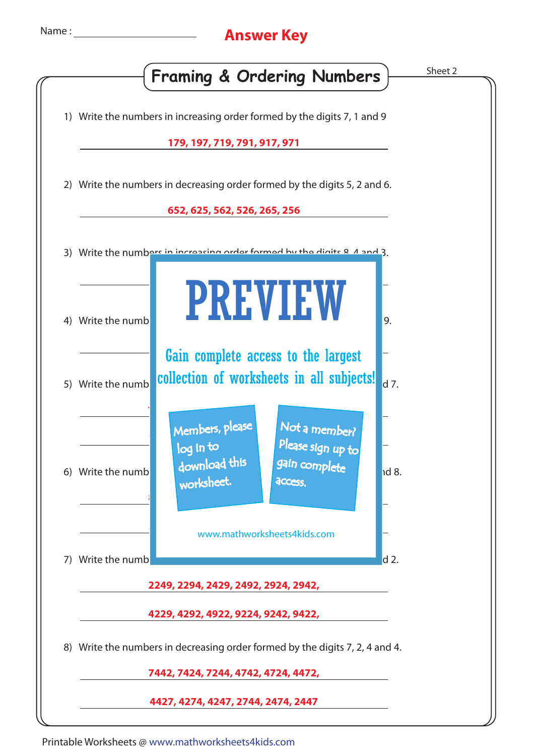Name : ____________________

**Answer Key**

# Framing & Ordering Numbers

Sheet 2

1) Write the numbers in increasing order formed by the digits 7, 1 and 9

179, 197, 719, 791, 917, 971

2) Write the numbers in decreasing order formed by the digits 5, 2 and 6.

652, 625, 562, 526, 265, 256

3) Write the numbers in increasing order formed by the digits 8, 4 and 3.

4) Write the numb ... 9.

5) Write the numb ... d 7.

6) Write the numb ... nd 8.

7) Write the numb ... d 2.

2249, 2294, 2429, 2492, 2924, 2942,

4229, 4292, 4922, 9224, 9242, 9422,

8) Write the numbers in decreasing order formed by the digits 7, 2, 4 and 4.

7442, 7424, 7244, 4742, 4724, 4472,

4427, 4274, 4247, 2744, 2474, 2447

PREVIEW

Gain complete access to the largest collection of worksheets in all subjects!

Members, please log in to download this worksheet.

Not a member? Please sign up to gain complete access.

www.mathworksheets4kids.com

Printable Worksheets @ www.mathworksheets4kids.com